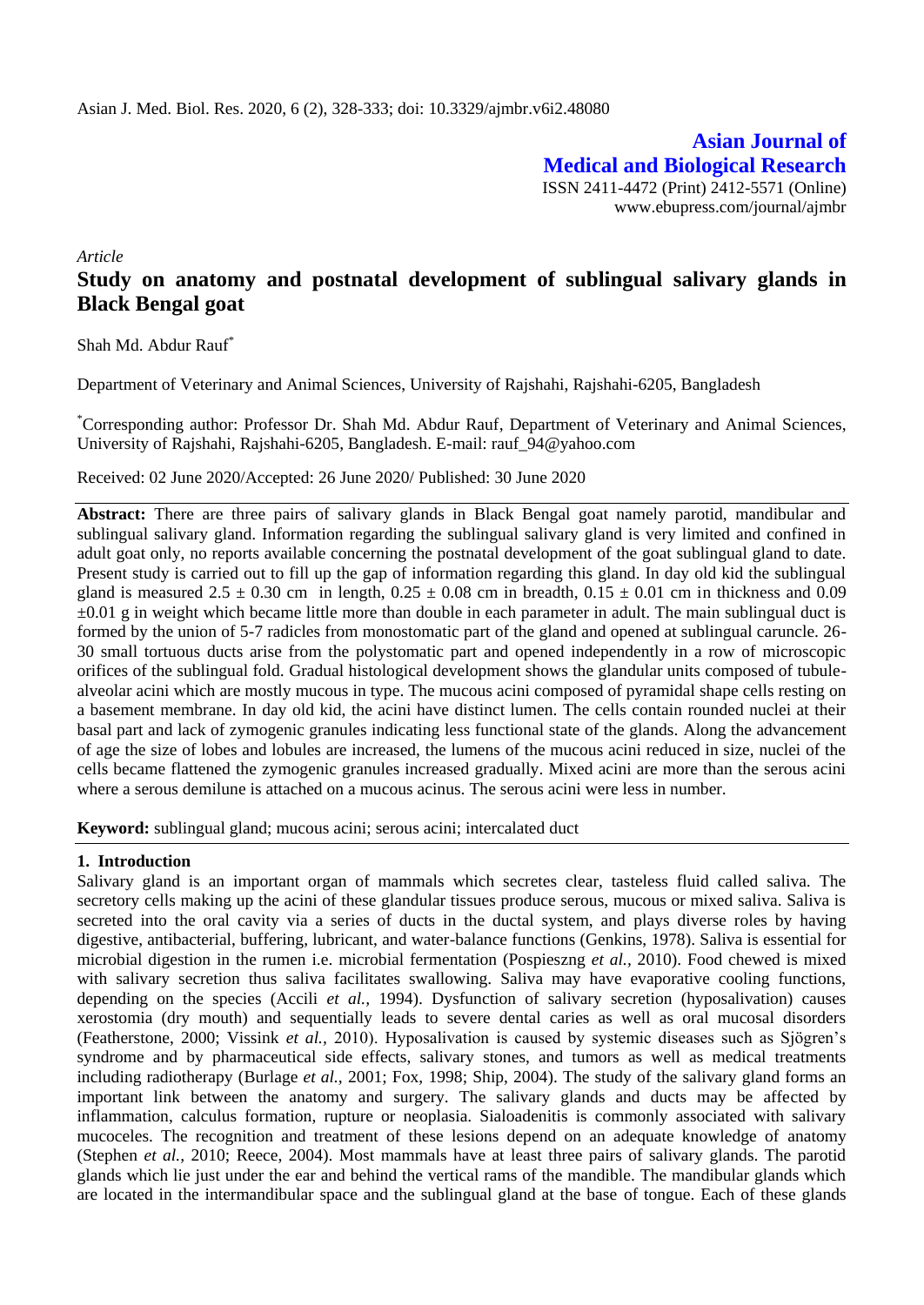*Article*

# Study on anatomy and postnatal development of sublingual salivary glands in Black Bengal goat

Shah Md. Abdur Rauf[*]

Department of Veterinary and Animal Sciences, University of Rajshahi, Rajshahi-6205, Bangladesh

[*]Corresponding author: Professor Dr. Shah Md. Abdur Rauf, Department of Veterinary and Animal Sciences, University of Rajshahi, Rajshahi-6205, Bangladesh. E-mail: rauf_94@yahoo.com

Received: 02 June 2020/Accepted: 26 June 2020/ Published: 30 June 2020

**Abstract:** There are three pairs of salivary glands in Black Bengal goat namely parotid, mandibular and sublingual salivary gland. Information regarding the sublingual salivary gland is very limited and confined in adult goat only, no reports available concerning the postnatal development of the goat sublingual gland to date. Present study is carried out to fill up the gap of information regarding this gland. In day old kid the sublingual gland is measured $2.5 \pm 0.30$ cm in length, $0.25 \pm 0.08$ cm in breadth, $0.15 \pm 0.01$ cm in thickness and $0.09 \pm 0.01$ g in weight which became little more than double in each parameter in adult. The main sublingual duct is formed by the union of 5-7 radicles from monostomatic part of the gland and opened at sublingual caruncle. 26-30 small tortuous ducts arise from the polystomatic part and opened independently in a row of microscopic orifices of the sublingual fold. Gradual histological development shows the glandular units composed of tubule-alveolar acini which are mostly mucous in type. The mucous acini composed of pyramidal shape cells resting on a basement membrane. In day old kid, the acini have distinct lumen. The cells contain rounded nuclei at their basal part and lack of zymogenic granules indicating less functional state of the glands. Along the advancement of age the size of lobes and lobules are increased, the lumens of the mucous acini reduced in size, nuclei of the cells became flattened the zymogenic granules increased gradually. Mixed acini are more than the serous acini where a serous demilune is attached on a mucous acinus. The serous acini were less in number.

**Keyword:** sublingual gland; mucous acini; serous acini; intercalated duct

## 1. Introduction

Salivary gland is an important organ of mammals which secretes clear, tasteless fluid called saliva. The secretory cells making up the acini of these glandular tissues produce serous, mucous or mixed saliva. Saliva is secreted into the oral cavity via a series of ducts in the ductal system, and plays diverse roles by having digestive, antibacterial, buffering, lubricant, and water-balance functions (Genkins, 1978). Saliva is essential for microbial digestion in the rumen i.e. microbial fermentation (Pospieszng *et al.,* 2010). Food chewed is mixed with salivary secretion thus saliva facilitates swallowing. Saliva may have evaporative cooling functions, depending on the species (Accili *et al.,* 1994). Dysfunction of salivary secretion (hyposalivation) causes xerostomia (dry mouth) and sequentially leads to severe dental caries as well as oral mucosal disorders (Featherstone, 2000; Vissink *et al.,* 2010). Hyposalivation is caused by systemic diseases such as Sjögren's syndrome and by pharmaceutical side effects, salivary stones, and tumors as well as medical treatments including radiotherapy (Burlage *et al.,* 2001; Fox, 1998; Ship, 2004). The study of the salivary gland forms an important link between the anatomy and surgery. The salivary glands and ducts may be affected by inflammation, calculus formation, rupture or neoplasia. Sialoadenitis is commonly associated with salivary mucoceles. The recognition and treatment of these lesions depend on an adequate knowledge of anatomy (Stephen *et al.,* 2010; Reece, 2004). Most mammals have at least three pairs of salivary glands. The parotid glands which lie just under the ear and behind the vertical rams of the mandible. The mandibular glands which are located in the intermandibular space and the sublingual gland at the base of tongue. Each of these glands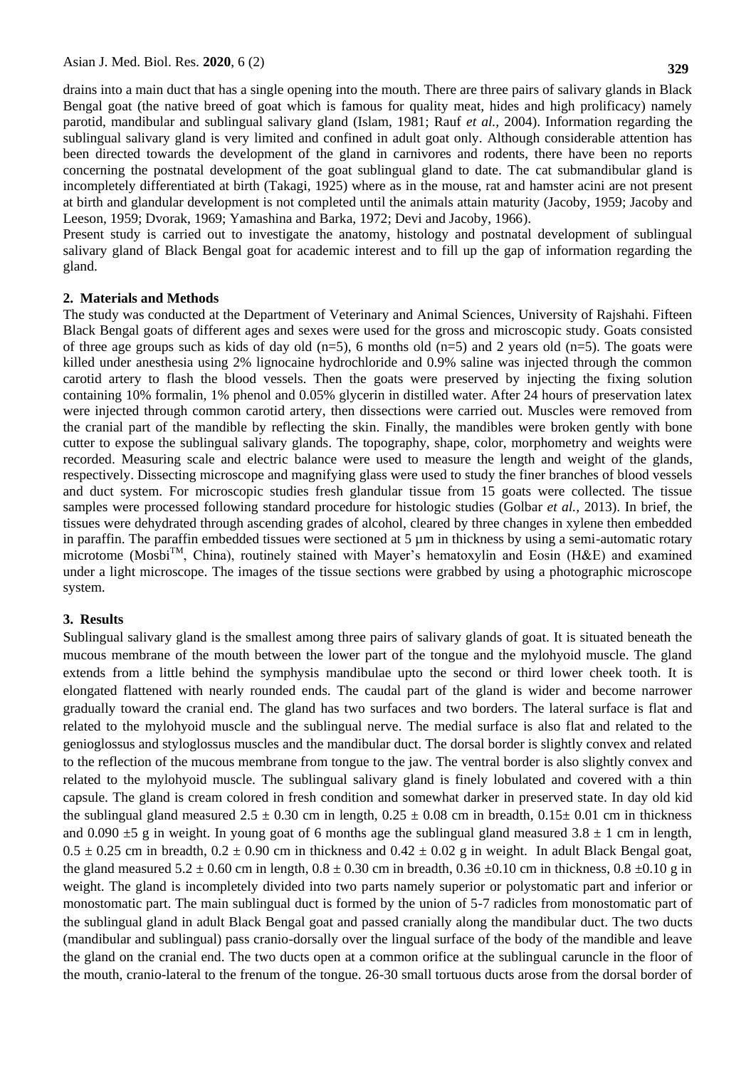drains into a main duct that has a single opening into the mouth. There are three pairs of salivary glands in Black Bengal goat (the native breed of goat which is famous for quality meat, hides and high prolificacy) namely parotid, mandibular and sublingual salivary gland (Islam, 1981; Rauf *et al.,* 2004). Information regarding the sublingual salivary gland is very limited and confined in adult goat only. Although considerable attention has been directed towards the development of the gland in carnivores and rodents, there have been no reports concerning the postnatal development of the goat sublingual gland to date. The cat submandibular gland is incompletely differentiated at birth (Takagi, 1925) where as in the mouse, rat and hamster acini are not present at birth and glandular development is not completed until the animals attain maturity (Jacoby, 1959; Jacoby and Leeson, 1959; Dvorak, 1969; Yamashina and Barka, 1972; Devi and Jacoby, 1966).

Present study is carried out to investigate the anatomy, histology and postnatal development of sublingual salivary gland of Black Bengal goat for academic interest and to fill up the gap of information regarding the gland.

## 2. Materials and Methods

The study was conducted at the Department of Veterinary and Animal Sciences, University of Rajshahi. Fifteen Black Bengal goats of different ages and sexes were used for the gross and microscopic study. Goats consisted of three age groups such as kids of day old (n=5), 6 months old (n=5) and 2 years old (n=5). The goats were killed under anesthesia using 2% lignocaine hydrochloride and 0.9% saline was injected through the common carotid artery to flash the blood vessels. Then the goats were preserved by injecting the fixing solution containing 10% formalin, 1% phenol and 0.05% glycerin in distilled water. After 24 hours of preservation latex were injected through common carotid artery, then dissections were carried out. Muscles were removed from the cranial part of the mandible by reflecting the skin. Finally, the mandibles were broken gently with bone cutter to expose the sublingual salivary glands. The topography, shape, color, morphometry and weights were recorded. Measuring scale and electric balance were used to measure the length and weight of the glands, respectively. Dissecting microscope and magnifying glass were used to study the finer branches of blood vessels and duct system. For microscopic studies fresh glandular tissue from 15 goats were collected. The tissue samples were processed following standard procedure for histologic studies (Golbar *et al.,* 2013). In brief, the tissues were dehydrated through ascending grades of alcohol, cleared by three changes in xylene then embedded in paraffin. The paraffin embedded tissues were sectioned at 5 µm in thickness by using a semi-automatic rotary microtome (Mosbi™, China), routinely stained with Mayer's hematoxylin and Eosin (H&E) and examined under a light microscope. The images of the tissue sections were grabbed by using a photographic microscope system.

## 3. Results

Sublingual salivary gland is the smallest among three pairs of salivary glands of goat. It is situated beneath the mucous membrane of the mouth between the lower part of the tongue and the mylohyoid muscle. The gland extends from a little behind the symphysis mandibulae upto the second or third lower cheek tooth. It is elongated flattened with nearly rounded ends. The caudal part of the gland is wider and become narrower gradually toward the cranial end. The gland has two surfaces and two borders. The lateral surface is flat and related to the mylohyoid muscle and the sublingual nerve. The medial surface is also flat and related to the genioglossus and styloglossus muscles and the mandibular duct. The dorsal border is slightly convex and related to the reflection of the mucous membrane from tongue to the jaw. The ventral border is also slightly convex and related to the mylohyoid muscle. The sublingual salivary gland is finely lobulated and covered with a thin capsule. The gland is cream colored in fresh condition and somewhat darker in preserved state. In day old kid the sublingual gland measured $2.5 \pm 0.30$ cm in length, $0.25 \pm 0.08$ cm in breadth, $0.15 \pm 0.01$ cm in thickness and $0.090 \pm 5$ g in weight. In young goat of 6 months age the sublingual gland measured $3.8 \pm 1$ cm in length, $0.5 \pm 0.25$ cm in breadth, $0.2 \pm 0.90$ cm in thickness and $0.42 \pm 0.02$ g in weight. In adult Black Bengal goat, the gland measured $5.2 \pm 0.60$ cm in length, $0.8 \pm 0.30$ cm in breadth, $0.36 \pm 0.10$ cm in thickness, $0.8 \pm 0.10$ g in weight. The gland is incompletely divided into two parts namely superior or polystomatic part and inferior or monostomatic part. The main sublingual duct is formed by the union of 5-7 radicles from monostomatic part of the sublingual gland in adult Black Bengal goat and passed cranially along the mandibular duct. The two ducts (mandibular and sublingual) pass cranio-dorsally over the lingual surface of the body of the mandible and leave the gland on the cranial end. The two ducts open at a common orifice at the sublingual caruncle in the floor of the mouth, cranio-lateral to the frenum of the tongue. 26-30 small tortuous ducts arose from the dorsal border of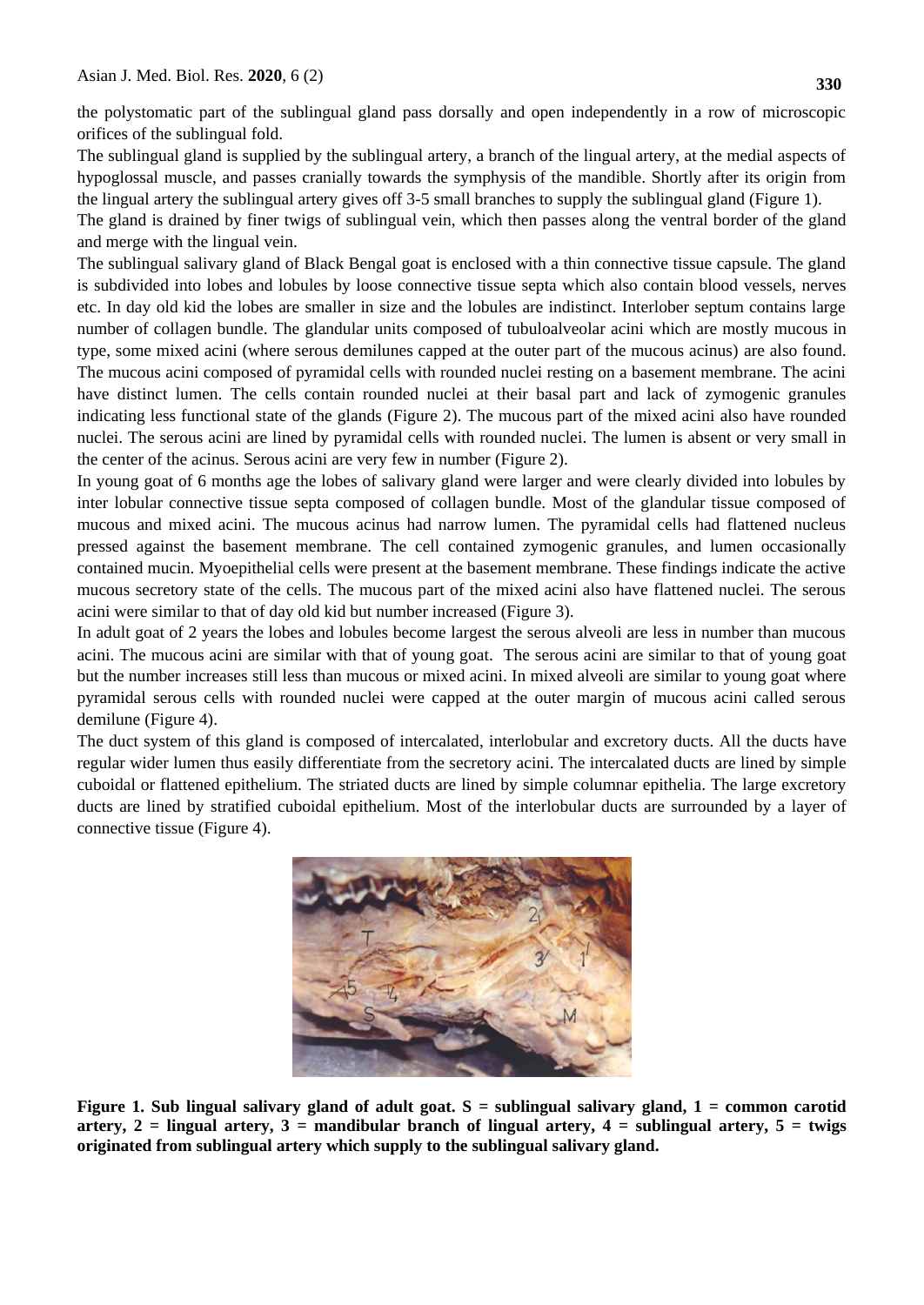the polystomatic part of the sublingual gland pass dorsally and open independently in a row of microscopic orifices of the sublingual fold.

The sublingual gland is supplied by the sublingual artery, a branch of the lingual artery, at the medial aspects of hypoglossal muscle, and passes cranially towards the symphysis of the mandible. Shortly after its origin from the lingual artery the sublingual artery gives off 3-5 small branches to supply the sublingual gland (Figure 1).

The gland is drained by finer twigs of sublingual vein, which then passes along the ventral border of the gland and merge with the lingual vein.

The sublingual salivary gland of Black Bengal goat is enclosed with a thin connective tissue capsule. The gland is subdivided into lobes and lobules by loose connective tissue septa which also contain blood vessels, nerves etc. In day old kid the lobes are smaller in size and the lobules are indistinct. Interlober septum contains large number of collagen bundle. The glandular units composed of tubuloalveolar acini which are mostly mucous in type, some mixed acini (where serous demilunes capped at the outer part of the mucous acinus) are also found. The mucous acini composed of pyramidal cells with rounded nuclei resting on a basement membrane. The acini have distinct lumen. The cells contain rounded nuclei at their basal part and lack of zymogenic granules indicating less functional state of the glands (Figure 2). The mucous part of the mixed acini also have rounded nuclei. The serous acini are lined by pyramidal cells with rounded nuclei. The lumen is absent or very small in the center of the acinus. Serous acini are very few in number (Figure 2).

In young goat of 6 months age the lobes of salivary gland were larger and were clearly divided into lobules by inter lobular connective tissue septa composed of collagen bundle. Most of the glandular tissue composed of mucous and mixed acini. The mucous acinus had narrow lumen. The pyramidal cells had flattened nucleus pressed against the basement membrane. The cell contained zymogenic granules, and lumen occasionally contained mucin. Myoepithelial cells were present at the basement membrane. These findings indicate the active mucous secretory state of the cells. The mucous part of the mixed acini also have flattened nuclei. The serous acini were similar to that of day old kid but number increased (Figure 3).

In adult goat of 2 years the lobes and lobules become largest the serous alveoli are less in number than mucous acini. The mucous acini are similar with that of young goat. The serous acini are similar to that of young goat but the number increases still less than mucous or mixed acini. In mixed alveoli are similar to young goat where pyramidal serous cells with rounded nuclei were capped at the outer margin of mucous acini called serous demilune (Figure 4).

The duct system of this gland is composed of intercalated, interlobular and excretory ducts. All the ducts have regular wider lumen thus easily differentiate from the secretory acini. The intercalated ducts are lined by simple cuboidal or flattened epithelium. The striated ducts are lined by simple columnar epithelia. The large excretory ducts are lined by stratified cuboidal epithelium. Most of the interlobular ducts are surrounded by a layer of connective tissue (Figure 4).

**Figure 1. Sub lingual salivary gland of adult goat. S = sublingual salivary gland, 1 = common carotid artery, 2 = lingual artery, 3 = mandibular branch of lingual artery, 4 = sublingual artery, 5 = twigs originated from sublingual artery which supply to the sublingual salivary gland.**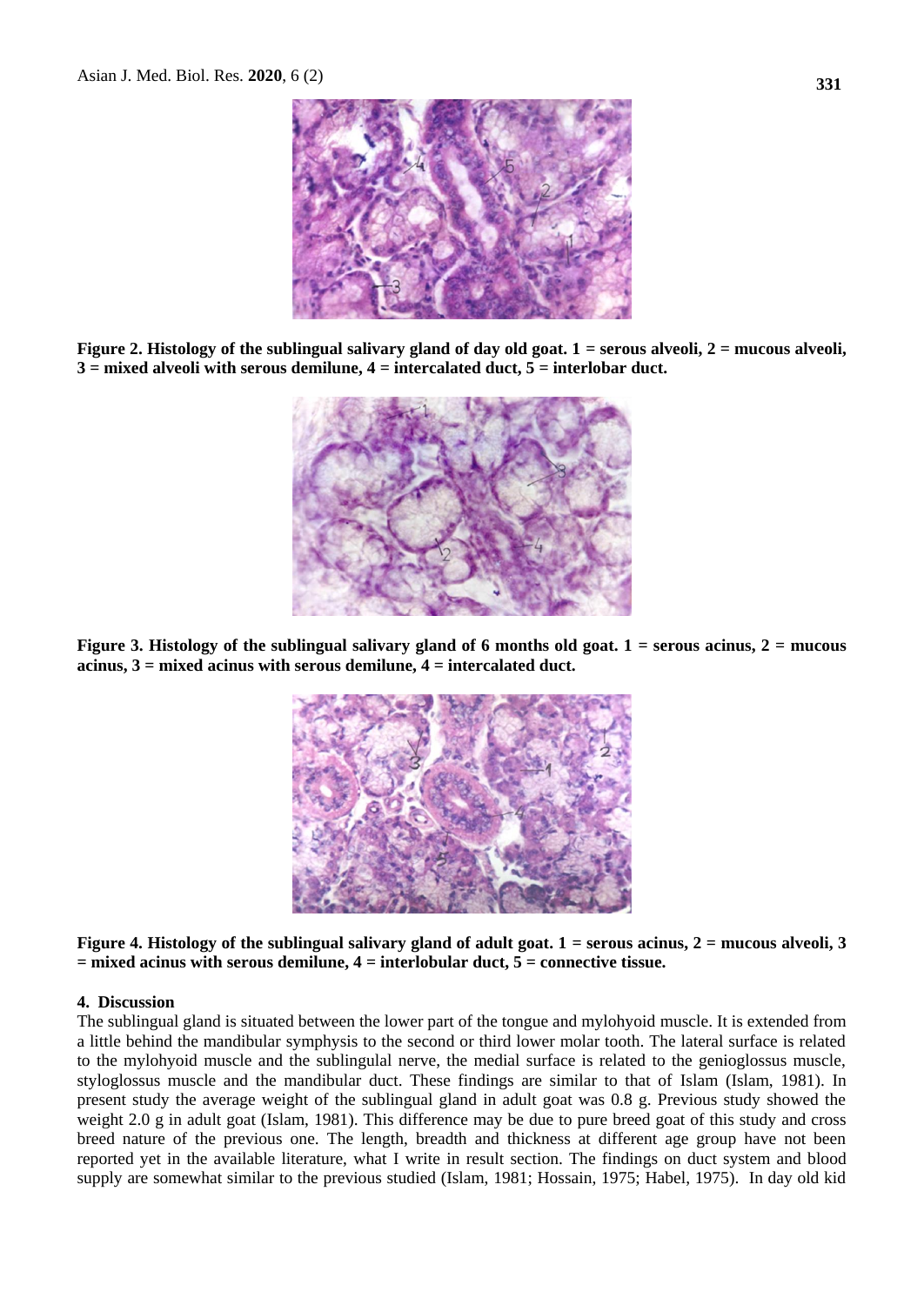**Figure 2. Histology of the sublingual salivary gland of day old goat. 1 = serous alveoli, 2 = mucous alveoli, 3 = mixed alveoli with serous demilune, 4 = intercalated duct, 5 = interlobar duct.**

**Figure 3. Histology of the sublingual salivary gland of 6 months old goat. 1 = serous acinus, 2 = mucous acinus, 3 = mixed acinus with serous demilune, 4 = intercalated duct.**

**Figure 4. Histology of the sublingual salivary gland of adult goat. 1 = serous acinus, 2 = mucous alveoli, 3 = mixed acinus with serous demilune, 4 = interlobular duct, 5 = connective tissue.**

## 4. Discussion

The sublingual gland is situated between the lower part of the tongue and mylohyoid muscle. It is extended from a little behind the mandibular symphysis to the second or third lower molar tooth. The lateral surface is related to the mylohyoid muscle and the sublingual nerve, the medial surface is related to the genioglossus muscle, styloglossus muscle and the mandibular duct. These findings are similar to that of Islam (Islam, 1981). In present study the average weight of the sublingual gland in adult goat was 0.8 g. Previous study showed the weight 2.0 g in adult goat (Islam, 1981). This difference may be due to pure breed goat of this study and cross breed nature of the previous one. The length, breadth and thickness at different age group have not been reported yet in the available literature, what I write in result section. The findings on duct system and blood supply are somewhat similar to the previous studied (Islam, 1981; Hossain, 1975; Habel, 1975). In day old kid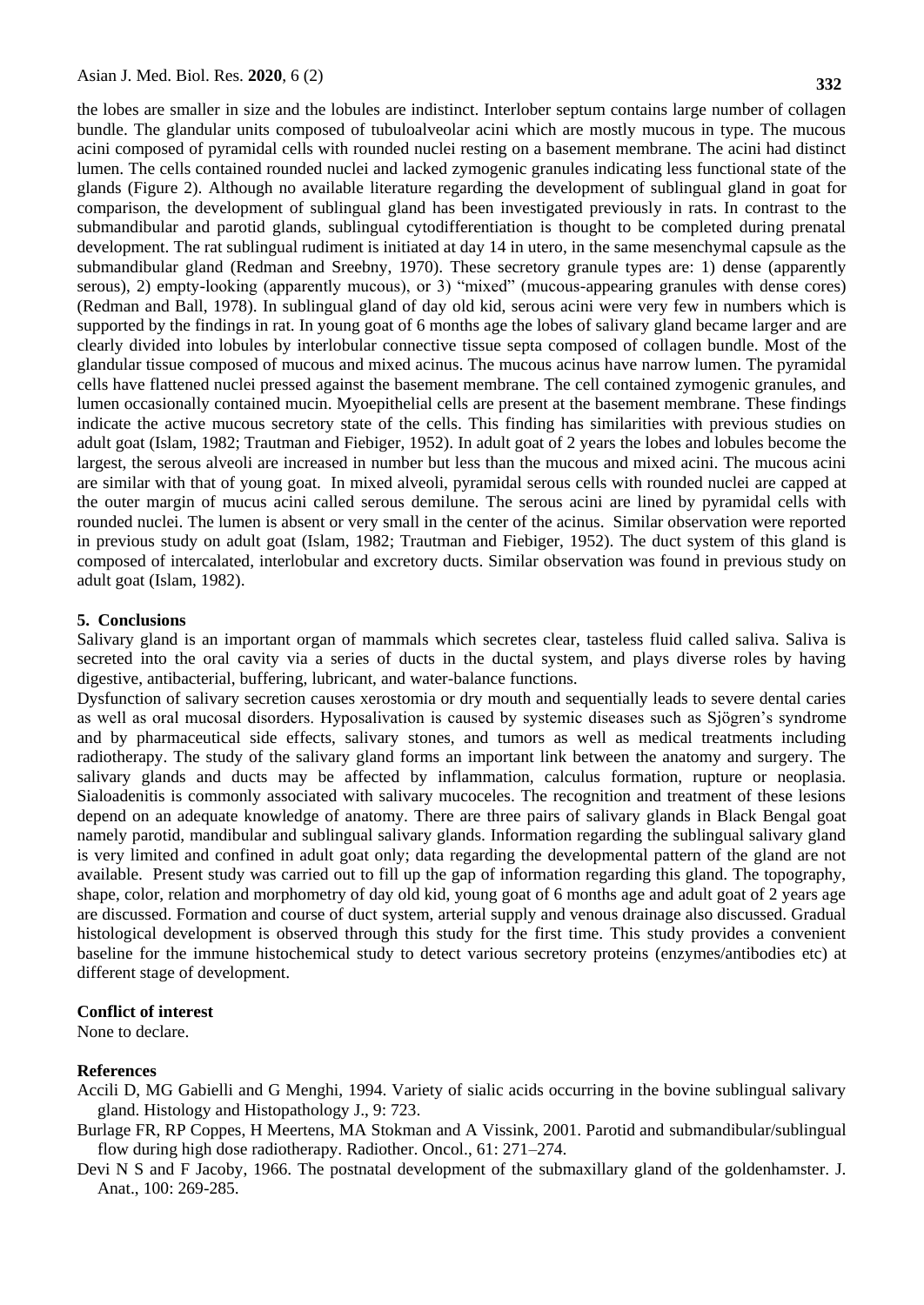the lobes are smaller in size and the lobules are indistinct. Interlober septum contains large number of collagen bundle. The glandular units composed of tubuloalveolar acini which are mostly mucous in type. The mucous acini composed of pyramidal cells with rounded nuclei resting on a basement membrane. The acini had distinct lumen. The cells contained rounded nuclei and lacked zymogenic granules indicating less functional state of the glands (Figure 2). Although no available literature regarding the development of sublingual gland in goat for comparison, the development of sublingual gland has been investigated previously in rats. In contrast to the submandibular and parotid glands, sublingual cytodifferentiation is thought to be completed during prenatal development. The rat sublingual rudiment is initiated at day 14 in utero, in the same mesenchymal capsule as the submandibular gland (Redman and Sreebny, 1970). These secretory granule types are: 1) dense (apparently serous), 2) empty-looking (apparently mucous), or 3) "mixed" (mucous-appearing granules with dense cores) (Redman and Ball, 1978). In sublingual gland of day old kid, serous acini were very few in numbers which is supported by the findings in rat. In young goat of 6 months age the lobes of salivary gland became larger and are clearly divided into lobules by interlobular connective tissue septa composed of collagen bundle. Most of the glandular tissue composed of mucous and mixed acinus. The mucous acinus have narrow lumen. The pyramidal cells have flattened nuclei pressed against the basement membrane. The cell contained zymogenic granules, and lumen occasionally contained mucin. Myoepithelial cells are present at the basement membrane. These findings indicate the active mucous secretory state of the cells. This finding has similarities with previous studies on adult goat (Islam, 1982; Trautman and Fiebiger, 1952). In adult goat of 2 years the lobes and lobules become the largest, the serous alveoli are increased in number but less than the mucous and mixed acini. The mucous acini are similar with that of young goat. In mixed alveoli, pyramidal serous cells with rounded nuclei are capped at the outer margin of mucus acini called serous demilune. The serous acini are lined by pyramidal cells with rounded nuclei. The lumen is absent or very small in the center of the acinus. Similar observation were reported in previous study on adult goat (Islam, 1982; Trautman and Fiebiger, 1952). The duct system of this gland is composed of intercalated, interlobular and excretory ducts. Similar observation was found in previous study on adult goat (Islam, 1982).

## 5. Conclusions

Salivary gland is an important organ of mammals which secretes clear, tasteless fluid called saliva. Saliva is secreted into the oral cavity via a series of ducts in the ductal system, and plays diverse roles by having digestive, antibacterial, buffering, lubricant, and water-balance functions.

Dysfunction of salivary secretion causes xerostomia or dry mouth and sequentially leads to severe dental caries as well as oral mucosal disorders. Hyposalivation is caused by systemic diseases such as Sjögren's syndrome and by pharmaceutical side effects, salivary stones, and tumors as well as medical treatments including radiotherapy. The study of the salivary gland forms an important link between the anatomy and surgery. The salivary glands and ducts may be affected by inflammation, calculus formation, rupture or neoplasia. Sialoadenitis is commonly associated with salivary mucoceles. The recognition and treatment of these lesions depend on an adequate knowledge of anatomy. There are three pairs of salivary glands in Black Bengal goat namely parotid, mandibular and sublingual salivary glands. Information regarding the sublingual salivary gland is very limited and confined in adult goat only; data regarding the developmental pattern of the gland are not available. Present study was carried out to fill up the gap of information regarding this gland. The topography, shape, color, relation and morphometry of day old kid, young goat of 6 months age and adult goat of 2 years age are discussed. Formation and course of duct system, arterial supply and venous drainage also discussed. Gradual histological development is observed through this study for the first time. This study provides a convenient baseline for the immune histochemical study to detect various secretory proteins (enzymes/antibodies etc) at different stage of development.

**Conflict of interest**

None to declare.

**References**

Accili D, MG Gabielli and G Menghi, 1994. Variety of sialic acids occurring in the bovine sublingual salivary gland. Histology and Histopathology J., 9: 723.

Burlage FR, RP Coppes, H Meertens, MA Stokman and A Vissink, 2001. Parotid and submandibular/sublingual flow during high dose radiotherapy. Radiother. Oncol., 61: 271–274.

Devi N S and F Jacoby, 1966. The postnatal development of the submaxillary gland of the goldenhamster. J. Anat., 100: 269-285.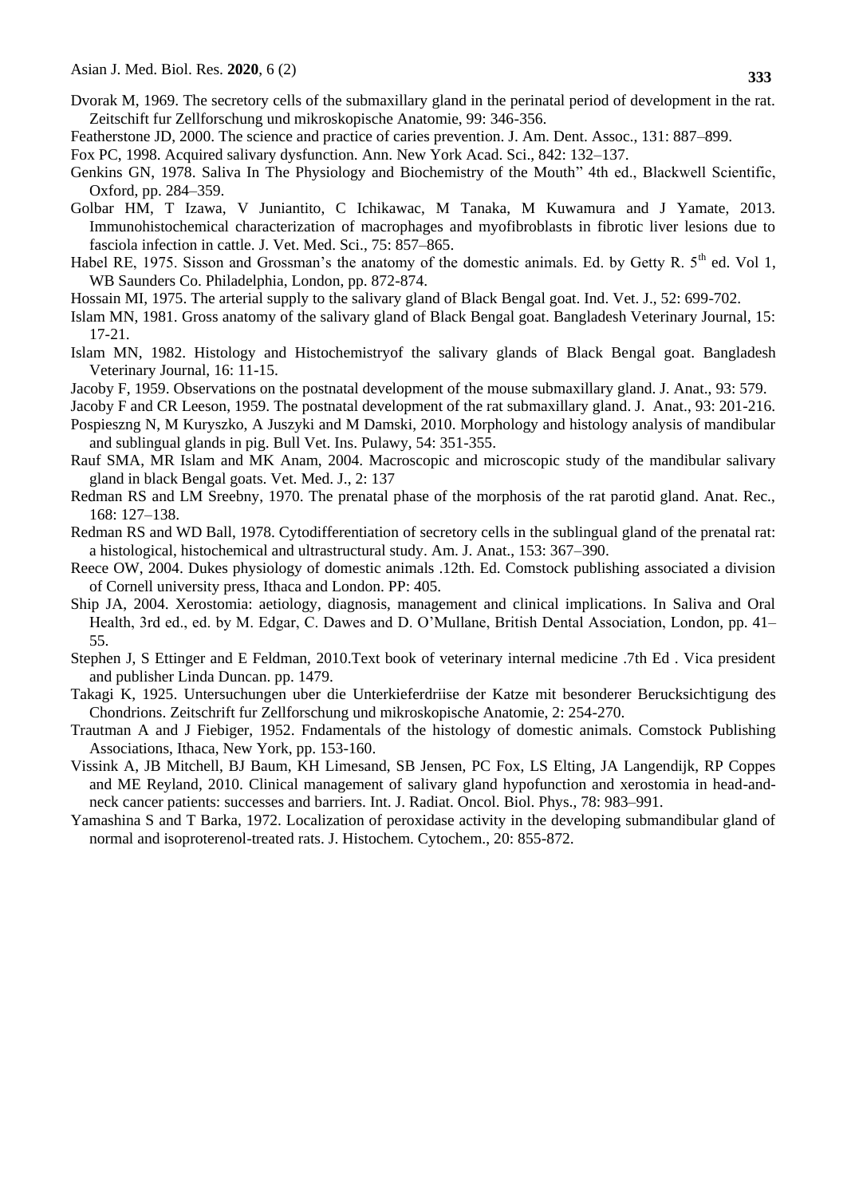Dvorak M, 1969. The secretory cells of the submaxillary gland in the perinatal period of development in the rat. Zeitschift fur Zellforschung und mikroskopische Anatomie, 99: 346-356.

Featherstone JD, 2000. The science and practice of caries prevention. J. Am. Dent. Assoc., 131: 887–899.

Fox PC, 1998. Acquired salivary dysfunction. Ann. New York Acad. Sci., 842: 132–137.

Genkins GN, 1978. Saliva In The Physiology and Biochemistry of the Mouth" 4th ed., Blackwell Scientific, Oxford, pp. 284–359.

Golbar HM, T Izawa, V Juniantito, C Ichikawac, M Tanaka, M Kuwamura and J Yamate, 2013. Immunohistochemical characterization of macrophages and myofibroblasts in fibrotic liver lesions due to fasciola infection in cattle. J. Vet. Med. Sci., 75: 857–865.

Habel RE, 1975. Sisson and Grossman's the anatomy of the domestic animals. Ed. by Getty R. 5[th] ed. Vol 1, WB Saunders Co. Philadelphia, London, pp. 872-874.

Hossain MI, 1975. The arterial supply to the salivary gland of Black Bengal goat. Ind. Vet. J., 52: 699-702.

Islam MN, 1981. Gross anatomy of the salivary gland of Black Bengal goat. Bangladesh Veterinary Journal, 15: 17-21.

Islam MN, 1982. Histology and Histochemistryof the salivary glands of Black Bengal goat. Bangladesh Veterinary Journal, 16: 11-15.

Jacoby F, 1959. Observations on the postnatal development of the mouse submaxillary gland. J. Anat., 93: 579.

Jacoby F and CR Leeson, 1959. The postnatal development of the rat submaxillary gland. J. Anat., 93: 201-216.

Pospieszng N, M Kuryszko, A Juszyki and M Damski, 2010. Morphology and histology analysis of mandibular and sublingual glands in pig. Bull Vet. Ins. Pulawy, 54: 351-355.

Rauf SMA, MR Islam and MK Anam, 2004. Macroscopic and microscopic study of the mandibular salivary gland in black Bengal goats. Vet. Med. J., 2: 137

Redman RS and LM Sreebny, 1970. The prenatal phase of the morphosis of the rat parotid gland. Anat. Rec., 168: 127–138.

Redman RS and WD Ball, 1978. Cytodifferentiation of secretory cells in the sublingual gland of the prenatal rat: a histological, histochemical and ultrastructural study. Am. J. Anat., 153: 367–390.

Reece OW, 2004. Dukes physiology of domestic animals .12th. Ed. Comstock publishing associated a division of Cornell university press, Ithaca and London. PP: 405.

Ship JA, 2004. Xerostomia: aetiology, diagnosis, management and clinical implications. In Saliva and Oral Health, 3rd ed., ed. by M. Edgar, C. Dawes and D. O'Mullane, British Dental Association, London, pp. 41–55.

Stephen J, S Ettinger and E Feldman, 2010.Text book of veterinary internal medicine .7th Ed . Vica president and publisher Linda Duncan. pp. 1479.

Takagi K, 1925. Untersuchungen uber die Unterkieferdriise der Katze mit besonderer Berucksichtigung des Chondrions. Zeitschrift fur Zellforschung und mikroskopische Anatomie, 2: 254-270.

Trautman A and J Fiebiger, 1952. Fndamentals of the histology of domestic animals. Comstock Publishing Associations, Ithaca, New York, pp. 153-160.

Vissink A, JB Mitchell, BJ Baum, KH Limesand, SB Jensen, PC Fox, LS Elting, JA Langendijk, RP Coppes and ME Reyland, 2010. Clinical management of salivary gland hypofunction and xerostomia in head-and-neck cancer patients: successes and barriers. Int. J. Radiat. Oncol. Biol. Phys., 78: 983–991.

Yamashina S and T Barka, 1972. Localization of peroxidase activity in the developing submandibular gland of normal and isoproterenol-treated rats. J. Histochem. Cytochem., 20: 855-872.